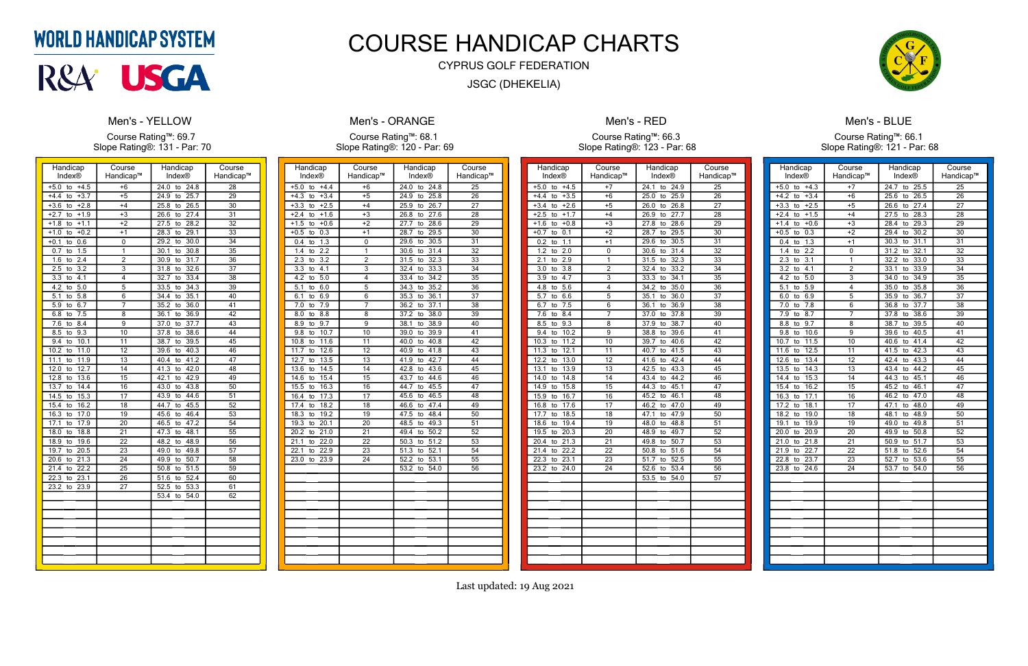WORLD HANDICAP SYSTEM

R&A USGA

# COURSE HANDICAP CHARTS

CYPRUS GOLF FEDERATION

JSGC (DHEKELIA)

## Men's - YELLOW

Course Rating™: 69.7
Slope Rating®: 131 - Par: 70

| Handicap Index® | Course Handicap™ | Handicap Index® | Course Handicap™ |
|---|---|---|---|
| +5.0 to +4.5 | +6 | 24.0 to 24.8 | 28 |
| +4.4 to +3.7 | +5 | 24.9 to 25.7 | 29 |
| +3.6 to +2.8 | +4 | 25.8 to 26.5 | 30 |
| +2.7 to +1.9 | +3 | 26.6 to 27.4 | 31 |
| +1.8 to +1.1 | +2 | 27.5 to 28.2 | 32 |
| +1.0 to +0.2 | +1 | 28.3 to 29.1 | 33 |
| +0.1 to 0.6 | 0 | 29.2 to 30.0 | 34 |
| 0.7 to 1.5 | 1 | 30.1 to 30.8 | 35 |
| 1.6 to 2.4 | 2 | 30.9 to 31.7 | 36 |
| 2.5 to 3.2 | 3 | 31.8 to 32.6 | 37 |
| 3.3 to 4.1 | 4 | 32.7 to 33.4 | 38 |
| 4.2 to 5.0 | 5 | 33.5 to 34.3 | 39 |
| 5.1 to 5.8 | 6 | 34.4 to 35.1 | 40 |
| 5.9 to 6.7 | 7 | 35.2 to 36.0 | 41 |
| 6.8 to 7.5 | 8 | 36.1 to 36.9 | 42 |
| 7.6 to 8.4 | 9 | 37.0 to 37.7 | 43 |
| 8.5 to 9.3 | 10 | 37.8 to 38.6 | 44 |
| 9.4 to 10.1 | 11 | 38.7 to 39.5 | 45 |
| 10.2 to 11.0 | 12 | 39.6 to 40.3 | 46 |
| 11.1 to 11.9 | 13 | 40.4 to 41.2 | 47 |
| 12.0 to 12.7 | 14 | 41.3 to 42.0 | 48 |
| 12.8 to 13.6 | 15 | 42.1 to 42.9 | 49 |
| 13.7 to 14.4 | 16 | 43.0 to 43.8 | 50 |
| 14.5 to 15.3 | 17 | 43.9 to 44.6 | 51 |
| 15.4 to 16.2 | 18 | 44.7 to 45.5 | 52 |
| 16.3 to 17.0 | 19 | 45.6 to 46.4 | 53 |
| 17.1 to 17.9 | 20 | 46.5 to 47.2 | 54 |
| 18.0 to 18.8 | 21 | 47.3 to 48.1 | 55 |
| 18.9 to 19.6 | 22 | 48.2 to 48.9 | 56 |
| 19.7 to 20.5 | 23 | 49.0 to 49.8 | 57 |
| 20.6 to 21.3 | 24 | 49.9 to 50.7 | 58 |
| 21.4 to 22.2 | 25 | 50.8 to 51.5 | 59 |
| 22.3 to 23.1 | 26 | 51.6 to 52.4 | 60 |
| 23.2 to 23.9 | 27 | 52.5 to 53.3 | 61 |
| | | 53.4 to 54.0 | 62 |

## Men's - ORANGE

Course Rating™: 68.1
Slope Rating®: 120 - Par: 69

| Handicap Index® | Course Handicap™ | Handicap Index® | Course Handicap™ |
|---|---|---|---|
| +5.0 to +4.4 | +6 | 24.0 to 24.8 | 25 |
| +4.3 to +3.4 | +5 | 24.9 to 25.8 | 26 |
| +3.3 to +2.5 | +4 | 25.9 to 26.7 | 27 |
| +2.4 to +1.6 | +3 | 26.8 to 27.6 | 28 |
| +1.5 to +0.6 | +2 | 27.7 to 28.6 | 29 |
| +0.5 to 0.3 | +1 | 28.7 to 29.5 | 30 |
| 0.4 to 1.3 | 0 | 29.6 to 30.5 | 31 |
| 1.4 to 2.2 | 1 | 30.6 to 31.4 | 32 |
| 2.3 to 3.2 | 2 | 31.5 to 32.3 | 33 |
| 3.3 to 4.1 | 3 | 32.4 to 33.3 | 34 |
| 4.2 to 5.0 | 4 | 33.4 to 34.2 | 35 |
| 5.1 to 6.0 | 5 | 34.3 to 35.2 | 36 |
| 6.1 to 6.9 | 6 | 35.3 to 36.1 | 37 |
| 7.0 to 7.9 | 7 | 36.2 to 37.1 | 38 |
| 8.0 to 8.8 | 8 | 37.2 to 38.0 | 39 |
| 8.9 to 9.7 | 9 | 38.1 to 38.9 | 40 |
| 9.8 to 10.7 | 10 | 39.0 to 39.9 | 41 |
| 10.8 to 11.6 | 11 | 40.0 to 40.8 | 42 |
| 11.7 to 12.6 | 12 | 40.9 to 41.8 | 43 |
| 12.7 to 13.5 | 13 | 41.9 to 42.7 | 44 |
| 13.6 to 14.5 | 14 | 42.8 to 43.6 | 45 |
| 14.6 to 15.4 | 15 | 43.7 to 44.6 | 46 |
| 15.5 to 16.3 | 16 | 44.7 to 45.5 | 47 |
| 16.4 to 17.3 | 17 | 45.6 to 46.5 | 48 |
| 17.4 to 18.2 | 18 | 46.6 to 47.4 | 49 |
| 18.3 to 19.2 | 19 | 47.5 to 48.4 | 50 |
| 19.3 to 20.1 | 20 | 48.5 to 49.3 | 51 |
| 20.2 to 21.0 | 21 | 49.4 to 50.2 | 52 |
| 21.1 to 22.0 | 22 | 50.3 to 51.2 | 53 |
| 22.1 to 22.9 | 23 | 51.3 to 52.1 | 54 |
| 23.0 to 23.9 | 24 | 52.2 to 53.1 | 55 |
| | | 53.2 to 54.0 | 56 |

## Men's - RED

Course Rating™: 66.3
Slope Rating®: 123 - Par: 68

| Handicap Index® | Course Handicap™ | Handicap Index® | Course Handicap™ |
|---|---|---|---|
| +5.0 to +4.5 | +7 | 24.1 to 24.9 | 25 |
| +4.4 to +3.5 | +6 | 25.0 to 25.9 | 26 |
| +3.4 to +2.6 | +5 | 26.0 to 26.8 | 27 |
| +2.5 to +1.7 | +4 | 26.9 to 27.7 | 28 |
| +1.6 to +0.8 | +3 | 27.8 to 28.6 | 29 |
| +0.7 to 0.1 | +2 | 28.7 to 29.5 | 30 |
| 0.2 to 1.1 | +1 | 29.6 to 30.5 | 31 |
| 1.2 to 2.0 | 0 | 30.6 to 31.4 | 32 |
| 2.1 to 2.9 | 1 | 31.5 to 32.3 | 33 |
| 3.0 to 3.8 | 2 | 32.4 to 33.2 | 34 |
| 3.9 to 4.7 | 3 | 33.3 to 34.1 | 35 |
| 4.8 to 5.6 | 4 | 34.2 to 35.0 | 36 |
| 5.7 to 6.6 | 5 | 35.1 to 36.0 | 37 |
| 6.7 to 7.5 | 6 | 36.1 to 36.9 | 38 |
| 7.6 to 8.4 | 7 | 37.0 to 37.8 | 39 |
| 8.5 to 9.3 | 8 | 37.9 to 38.7 | 40 |
| 9.4 to 10.2 | 9 | 38.8 to 39.6 | 41 |
| 10.3 to 11.2 | 10 | 39.7 to 40.6 | 42 |
| 11.3 to 12.1 | 11 | 40.7 to 41.5 | 43 |
| 12.2 to 13.0 | 12 | 41.6 to 42.4 | 44 |
| 13.1 to 13.9 | 13 | 42.5 to 43.3 | 45 |
| 14.0 to 14.8 | 14 | 43.4 to 44.2 | 46 |
| 14.9 to 15.8 | 15 | 44.3 to 45.1 | 47 |
| 15.9 to 16.7 | 16 | 45.2 to 46.1 | 48 |
| 16.8 to 17.6 | 17 | 46.2 to 47.0 | 49 |
| 17.7 to 18.5 | 18 | 47.1 to 47.9 | 50 |
| 18.6 to 19.4 | 19 | 48.0 to 48.8 | 51 |
| 19.5 to 20.3 | 20 | 48.9 to 49.7 | 52 |
| 20.4 to 21.3 | 21 | 49.8 to 50.7 | 53 |
| 21.4 to 22.2 | 22 | 50.8 to 51.6 | 54 |
| 22.3 to 23.1 | 23 | 51.7 to 52.5 | 55 |
| 23.2 to 24.0 | 24 | 52.6 to 53.4 | 56 |
| | | 53.5 to 54.0 | 57 |

## Men's - BLUE

Course Rating™: 66.1
Slope Rating®: 121 - Par: 68

| Handicap Index® | Course Handicap™ | Handicap Index® | Course Handicap™ |
|---|---|---|---|
| +5.0 to +4.3 | +7 | 24.7 to 25.5 | 25 |
| +4.2 to +3.4 | +6 | 25.6 to 26.5 | 26 |
| +3.3 to +2.5 | +5 | 26.6 to 27.4 | 27 |
| +2.4 to +1.5 | +4 | 27.5 to 28.3 | 28 |
| +1.4 to +0.6 | +3 | 28.4 to 29.3 | 29 |
| +0.5 to 0.3 | +2 | 29.4 to 30.2 | 30 |
| 0.4 to 1.3 | +1 | 30.3 to 31.1 | 31 |
| 1.4 to 2.2 | 0 | 31.2 to 32.1 | 32 |
| 2.3 to 3.1 | 1 | 32.2 to 33.0 | 33 |
| 3.2 to 4.1 | 2 | 33.1 to 33.9 | 34 |
| 4.2 to 5.0 | 3 | 34.0 to 34.9 | 35 |
| 5.1 to 5.9 | 4 | 35.0 to 35.8 | 36 |
| 6.0 to 6.9 | 5 | 35.9 to 36.7 | 37 |
| 7.0 to 7.8 | 6 | 36.8 to 37.7 | 38 |
| 7.9 to 8.7 | 7 | 37.8 to 38.6 | 39 |
| 8.8 to 9.7 | 8 | 38.7 to 39.5 | 40 |
| 9.8 to 10.6 | 9 | 39.6 to 40.5 | 41 |
| 10.7 to 11.5 | 10 | 40.6 to 41.4 | 42 |
| 11.6 to 12.5 | 11 | 41.5 to 42.3 | 43 |
| 12.6 to 13.4 | 12 | 42.4 to 43.3 | 44 |
| 13.5 to 14.3 | 13 | 43.4 to 44.2 | 45 |
| 14.4 to 15.3 | 14 | 44.3 to 45.1 | 46 |
| 15.4 to 16.2 | 15 | 45.2 to 46.1 | 47 |
| 16.3 to 17.1 | 16 | 46.2 to 47.0 | 48 |
| 17.2 to 18.1 | 17 | 47.1 to 48.0 | 49 |
| 18.2 to 19.0 | 18 | 48.1 to 48.9 | 50 |
| 19.1 to 19.9 | 19 | 49.0 to 49.8 | 51 |
| 20.0 to 20.9 | 20 | 49.9 to 50.8 | 52 |
| 21.0 to 21.8 | 21 | 50.9 to 51.7 | 53 |
| 21.9 to 22.7 | 22 | 51.8 to 52.6 | 54 |
| 22.8 to 23.7 | 23 | 52.7 to 53.6 | 55 |
| 23.8 to 24.6 | 24 | 53.7 to 54.0 | 56 |

Last updated: 19 Aug 2021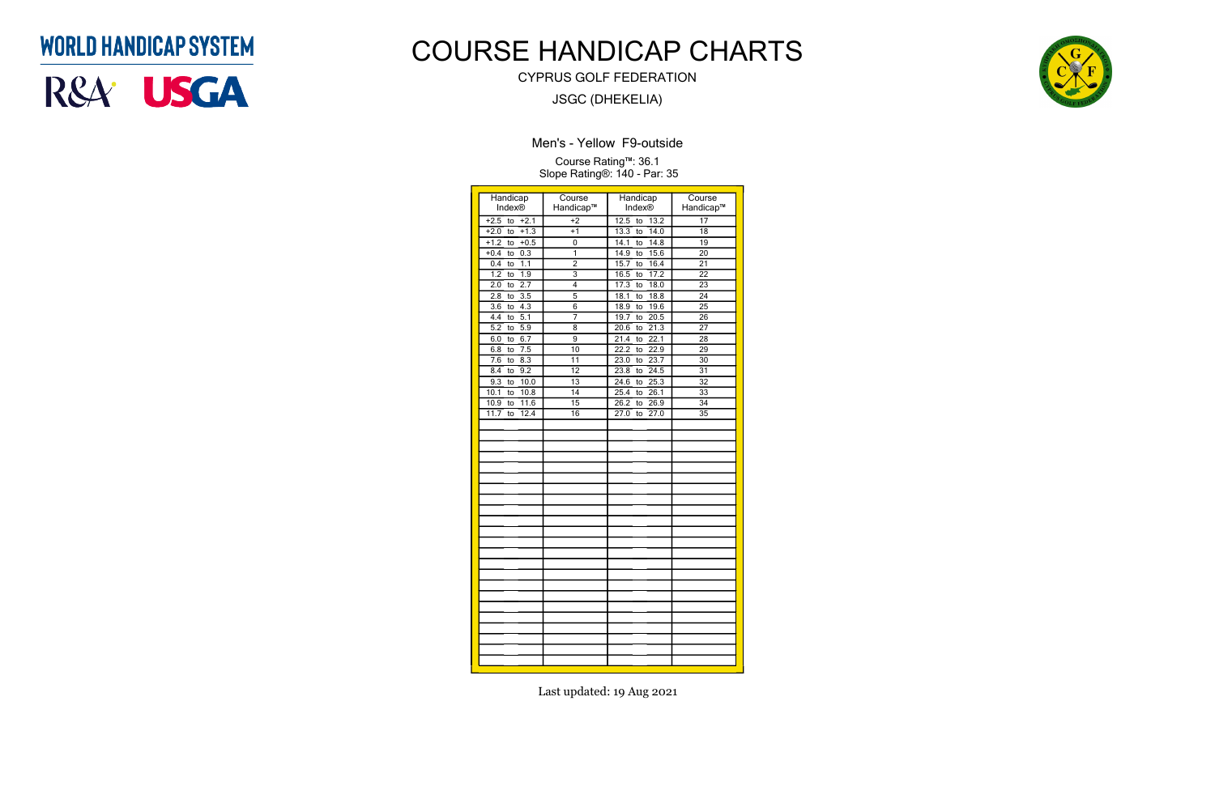WORLD HANDICAP SYSTEM

R&A USGA

# COURSE HANDICAP CHARTS

CYPRUS GOLF FEDERATION

JSGC (DHEKELIA)

## Men's - Yellow F9-outside

Course Rating™: 36.1
Slope Rating®: 140 - Par: 35

| Handicap Index® | Course Handicap™ | Handicap Index® | Course Handicap™ |
|---|---|---|---|
| +2.5 to +2.1 | +2 | 12.5 to 13.2 | 17 |
| +2.0 to +1.3 | +1 | 13.3 to 14.0 | 18 |
| +1.2 to +0.5 | 0 | 14.1 to 14.8 | 19 |
| +0.4 to 0.3 | 1 | 14.9 to 15.6 | 20 |
| 0.4 to 1.1 | 2 | 15.7 to 16.4 | 21 |
| 1.2 to 1.9 | 3 | 16.5 to 17.2 | 22 |
| 2.0 to 2.7 | 4 | 17.3 to 18.0 | 23 |
| 2.8 to 3.5 | 5 | 18.1 to 18.8 | 24 |
| 3.6 to 4.3 | 6 | 18.9 to 19.6 | 25 |
| 4.4 to 5.1 | 7 | 19.7 to 20.5 | 26 |
| 5.2 to 5.9 | 8 | 20.6 to 21.3 | 27 |
| 6.0 to 6.7 | 9 | 21.4 to 22.1 | 28 |
| 6.8 to 7.5 | 10 | 22.2 to 22.9 | 29 |
| 7.6 to 8.3 | 11 | 23.0 to 23.7 | 30 |
| 8.4 to 9.2 | 12 | 23.8 to 24.5 | 31 |
| 9.3 to 10.0 | 13 | 24.6 to 25.3 | 32 |
| 10.1 to 10.8 | 14 | 25.4 to 26.1 | 33 |
| 10.9 to 11.6 | 15 | 26.2 to 26.9 | 34 |
| 11.7 to 12.4 | 16 | 27.0 to 27.0 | 35 |

Last updated: 19 Aug 2021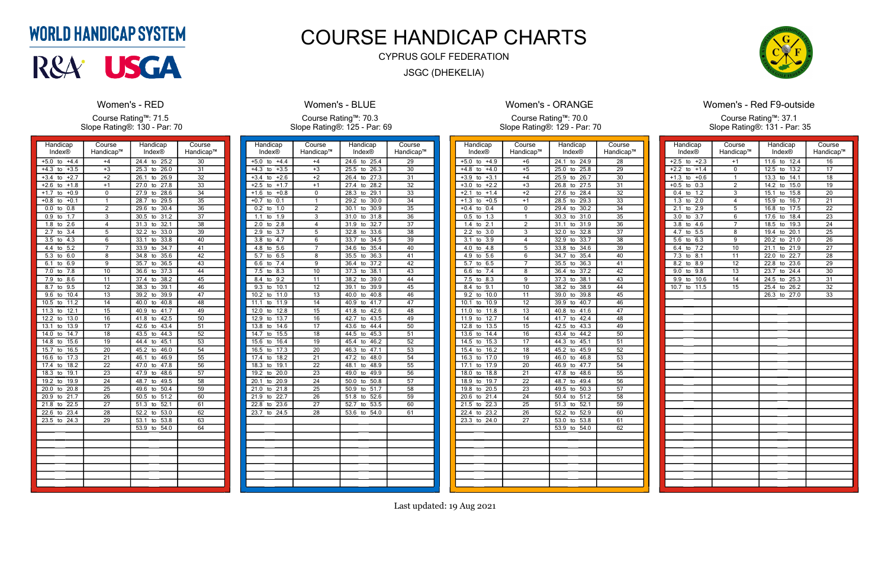WORLD HANDICAP SYSTEM

R&A USGA

# COURSE HANDICAP CHARTS

CYPRUS GOLF FEDERATION

JSGC (DHEKELIA)

## Women's - RED

Course Rating™: 71.5
Slope Rating®: 130 - Par: 70

| Handicap Index® | Course Handicap™ | Handicap Index® | Course Handicap™ |
|---|---|---|---|
| +5.0 to +4.4 | +4 | 24.4 to 25.2 | 30 |
| +4.3 to +3.5 | +3 | 25.3 to 26.0 | 31 |
| +3.4 to +2.7 | +2 | 26.1 to 26.9 | 32 |
| +2.6 to +1.8 | +1 | 27.0 to 27.8 | 33 |
| +1.7 to +0.9 | 0 | 27.9 to 28.6 | 34 |
| +0.8 to +0.1 | 1 | 28.7 to 29.5 | 35 |
| 0.0 to 0.8 | 2 | 29.6 to 30.4 | 36 |
| 0.9 to 1.7 | 3 | 30.5 to 31.2 | 37 |
| 1.8 to 2.6 | 4 | 31.3 to 32.1 | 38 |
| 2.7 to 3.4 | 5 | 32.2 to 33.0 | 39 |
| 3.5 to 4.3 | 6 | 33.1 to 33.8 | 40 |
| 4.4 to 5.2 | 7 | 33.9 to 34.7 | 41 |
| 5.3 to 6.0 | 8 | 34.8 to 35.6 | 42 |
| 6.1 to 6.9 | 9 | 35.7 to 36.5 | 43 |
| 7.0 to 7.8 | 10 | 36.6 to 37.3 | 44 |
| 7.9 to 8.6 | 11 | 37.4 to 38.2 | 45 |
| 8.7 to 9.5 | 12 | 38.3 to 39.1 | 46 |
| 9.6 to 10.4 | 13 | 39.2 to 39.9 | 47 |
| 10.5 to 11.2 | 14 | 40.0 to 40.8 | 48 |
| 11.3 to 12.1 | 15 | 40.9 to 41.7 | 49 |
| 12.2 to 13.0 | 16 | 41.8 to 42.5 | 50 |
| 13.1 to 13.9 | 17 | 42.6 to 43.4 | 51 |
| 14.0 to 14.7 | 18 | 43.5 to 44.3 | 52 |
| 14.8 to 15.6 | 19 | 44.4 to 45.1 | 53 |
| 15.7 to 16.5 | 20 | 45.2 to 46.0 | 54 |
| 16.6 to 17.3 | 21 | 46.1 to 46.9 | 55 |
| 17.4 to 18.2 | 22 | 47.0 to 47.8 | 56 |
| 18.3 to 19.1 | 23 | 47.9 to 48.6 | 57 |
| 19.2 to 19.9 | 24 | 48.7 to 49.5 | 58 |
| 20.0 to 20.8 | 25 | 49.6 to 50.4 | 59 |
| 20.9 to 21.7 | 26 | 50.5 to 51.2 | 60 |
| 21.8 to 22.5 | 27 | 51.3 to 52.1 | 61 |
| 22.6 to 23.4 | 28 | 52.2 to 53.0 | 62 |
| 23.5 to 24.3 | 29 | 53.1 to 53.8 | 63 |
| | | 53.9 to 54.0 | 64 |

## Women's - BLUE

Course Rating™: 70.3
Slope Rating®: 125 - Par: 69

| Handicap Index® | Course Handicap™ | Handicap Index® | Course Handicap™ |
|---|---|---|---|
| +5.0 to +4.4 | +4 | 24.6 to 25.4 | 29 |
| +4.3 to +3.5 | +3 | 25.5 to 26.3 | 30 |
| +3.4 to +2.6 | +2 | 26.4 to 27.3 | 31 |
| +2.5 to +1.7 | +1 | 27.4 to 28.2 | 32 |
| +1.6 to +0.8 | 0 | 28.3 to 29.1 | 33 |
| +0.7 to 0.1 | 1 | 29.2 to 30.0 | 34 |
| 0.2 to 1.0 | 2 | 30.1 to 30.9 | 35 |
| 1.1 to 1.9 | 3 | 31.0 to 31.8 | 36 |
| 2.0 to 2.8 | 4 | 31.9 to 32.7 | 37 |
| 2.9 to 3.7 | 5 | 32.8 to 33.6 | 38 |
| 3.8 to 4.7 | 6 | 33.7 to 34.5 | 39 |
| 4.8 to 5.6 | 7 | 34.6 to 35.4 | 40 |
| 5.7 to 6.5 | 8 | 35.5 to 36.3 | 41 |
| 6.6 to 7.4 | 9 | 36.4 to 37.2 | 42 |
| 7.5 to 8.3 | 10 | 37.3 to 38.1 | 43 |
| 8.4 to 9.2 | 11 | 38.2 to 39.0 | 44 |
| 9.3 to 10.1 | 12 | 39.1 to 39.9 | 45 |
| 10.2 to 11.0 | 13 | 40.0 to 40.8 | 46 |
| 11.1 to 11.9 | 14 | 40.9 to 41.7 | 47 |
| 12.0 to 12.8 | 15 | 41.8 to 42.6 | 48 |
| 12.9 to 13.7 | 16 | 42.7 to 43.5 | 49 |
| 13.8 to 14.6 | 17 | 43.6 to 44.4 | 50 |
| 14.7 to 15.5 | 18 | 44.5 to 45.3 | 51 |
| 15.6 to 16.4 | 19 | 45.4 to 46.2 | 52 |
| 16.5 to 17.3 | 20 | 46.3 to 47.1 | 53 |
| 17.4 to 18.2 | 21 | 47.2 to 48.0 | 54 |
| 18.3 to 19.1 | 22 | 48.1 to 48.9 | 55 |
| 19.2 to 20.0 | 23 | 49.0 to 49.9 | 56 |
| 20.1 to 20.9 | 24 | 50.0 to 50.8 | 57 |
| 21.0 to 21.8 | 25 | 50.9 to 51.7 | 58 |
| 21.9 to 22.7 | 26 | 51.8 to 52.6 | 59 |
| 22.8 to 23.6 | 27 | 52.7 to 53.5 | 60 |
| 23.7 to 24.5 | 28 | 53.6 to 54.0 | 61 |

## Women's - ORANGE

Course Rating™: 70.0
Slope Rating®: 129 - Par: 70

| Handicap Index® | Course Handicap™ | Handicap Index® | Course Handicap™ |
|---|---|---|---|
| +5.0 to +4.9 | +6 | 24.1 to 24.9 | 28 |
| +4.8 to +4.0 | +5 | 25.0 to 25.8 | 29 |
| +3.9 to +3.1 | +4 | 25.9 to 26.7 | 30 |
| +3.0 to +2.2 | +3 | 26.8 to 27.5 | 31 |
| +2.1 to +1.4 | +2 | 27.6 to 28.4 | 32 |
| +1.3 to +0.5 | +1 | 28.5 to 29.3 | 33 |
| +0.4 to 0.4 | 0 | 29.4 to 30.2 | 34 |
| 0.5 to 1.3 | 1 | 30.3 to 31.0 | 35 |
| 1.4 to 2.1 | 2 | 31.1 to 31.9 | 36 |
| 2.2 to 3.0 | 3 | 32.0 to 32.8 | 37 |
| 3.1 to 3.9 | 4 | 32.9 to 33.7 | 38 |
| 4.0 to 4.8 | 5 | 33.8 to 34.6 | 39 |
| 4.9 to 5.6 | 6 | 34.7 to 35.4 | 40 |
| 5.7 to 6.5 | 7 | 35.5 to 36.3 | 41 |
| 6.6 to 7.4 | 8 | 36.4 to 37.2 | 42 |
| 7.5 to 8.3 | 9 | 37.3 to 38.1 | 43 |
| 8.4 to 9.1 | 10 | 38.2 to 38.9 | 44 |
| 9.2 to 10.0 | 11 | 39.0 to 39.8 | 45 |
| 10.1 to 10.9 | 12 | 39.9 to 40.7 | 46 |
| 11.0 to 11.8 | 13 | 40.8 to 41.6 | 47 |
| 11.9 to 12.7 | 14 | 41.7 to 42.4 | 48 |
| 12.8 to 13.5 | 15 | 42.5 to 43.3 | 49 |
| 13.6 to 14.4 | 16 | 43.4 to 44.2 | 50 |
| 14.5 to 15.3 | 17 | 44.3 to 45.1 | 51 |
| 15.4 to 16.2 | 18 | 45.2 to 45.9 | 52 |
| 16.3 to 17.0 | 19 | 46.0 to 46.8 | 53 |
| 17.1 to 17.9 | 20 | 46.9 to 47.7 | 54 |
| 18.0 to 18.8 | 21 | 47.8 to 48.6 | 55 |
| 18.9 to 19.7 | 22 | 48.7 to 49.4 | 56 |
| 19.8 to 20.5 | 23 | 49.5 to 50.3 | 57 |
| 20.6 to 21.4 | 24 | 50.4 to 51.2 | 58 |
| 21.5 to 22.3 | 25 | 51.3 to 52.1 | 59 |
| 22.4 to 23.2 | 26 | 52.2 to 52.9 | 60 |
| 23.3 to 24.0 | 27 | 53.0 to 53.8 | 61 |
| | | 53.9 to 54.0 | 62 |

## Women's - Red F9-outside

Course Rating™: 37.1
Slope Rating®: 131 - Par: 35

| Handicap Index® | Course Handicap™ | Handicap Index® | Course Handicap™ |
|---|---|---|---|
| +2.5 to +2.3 | +1 | 11.6 to 12.4 | 16 |
| +2.2 to +1.4 | 0 | 12.5 to 13.2 | 17 |
| +1.3 to +0.6 | 1 | 13.3 to 14.1 | 18 |
| +0.5 to 0.3 | 2 | 14.2 to 15.0 | 19 |
| 0.4 to 1.2 | 3 | 15.1 to 15.8 | 20 |
| 1.3 to 2.0 | 4 | 15.9 to 16.7 | 21 |
| 2.1 to 2.9 | 5 | 16.8 to 17.5 | 22 |
| 3.0 to 3.7 | 6 | 17.6 to 18.4 | 23 |
| 3.8 to 4.6 | 7 | 18.5 to 19.3 | 24 |
| 4.7 to 5.5 | 8 | 19.4 to 20.1 | 25 |
| 5.6 to 6.3 | 9 | 20.2 to 21.0 | 26 |
| 6.4 to 7.2 | 10 | 21.1 to 21.9 | 27 |
| 7.3 to 8.1 | 11 | 22.0 to 22.7 | 28 |
| 8.2 to 8.9 | 12 | 22.8 to 23.6 | 29 |
| 9.0 to 9.8 | 13 | 23.7 to 24.4 | 30 |
| 9.9 to 10.6 | 14 | 24.5 to 25.3 | 31 |
| 10.7 to 11.5 | 15 | 25.4 to 26.2 | 32 |
| | | 26.3 to 27.0 | 33 |

Last updated: 19 Aug 2021